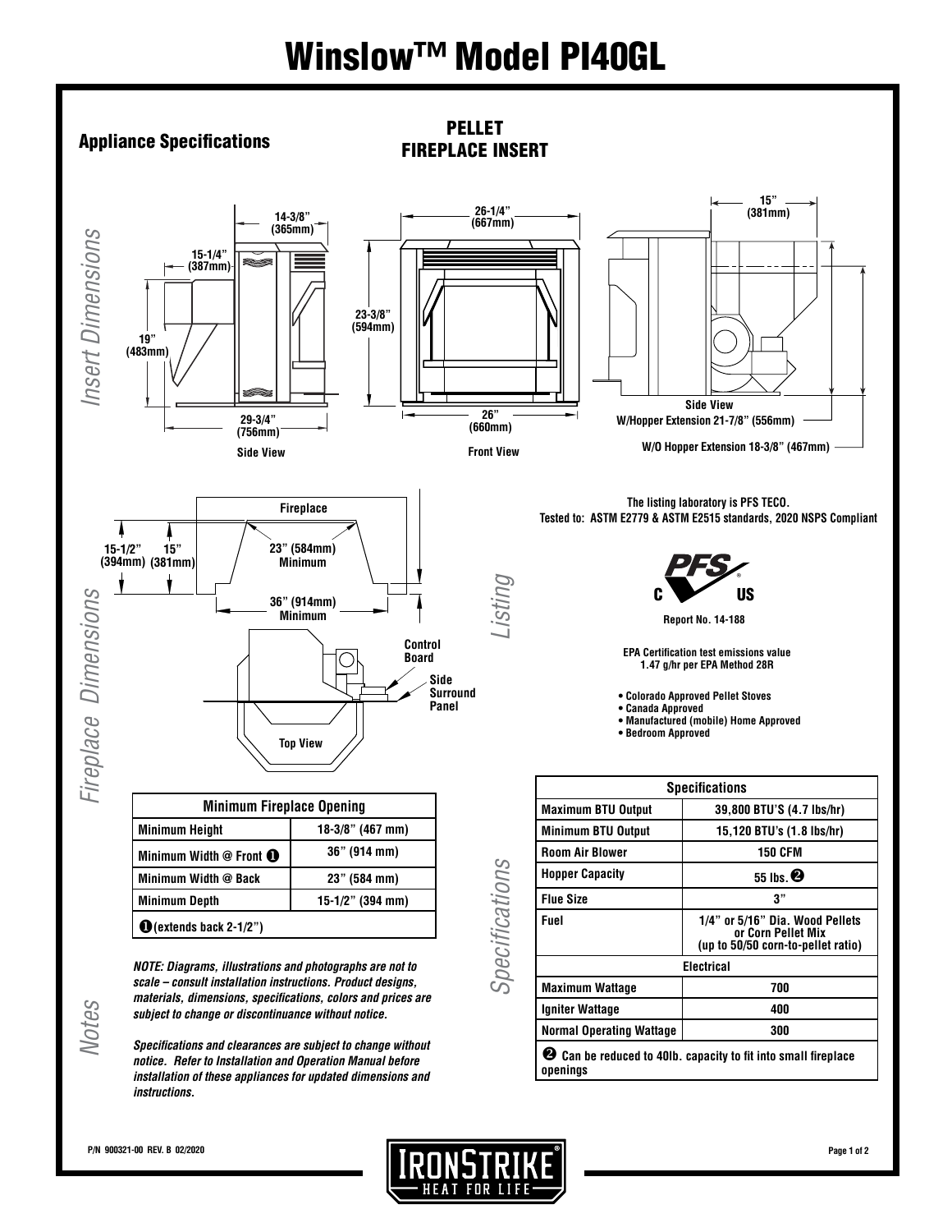# Winslow™ Model PI40GL

## Appliance Specifications

## PELLET FIREPLACE INSERT

### Insert Dimensions

14-3/8" (365mm)

15-1/4" (387mm)

19" (483mm)

29-3/4" (756mm)

Side View

26-1/4" (667mm)

23-3/8" (594mm)

26" (660mm)

Front View

15" (381mm)

Side View

W/Hopper Extension 21-7/8" (556mm)

W/O Hopper Extension 18-3/8" (467mm)

### Fireplace Dimensions

Fireplace

15-1/2" (394mm)

15" (381mm)

23" (584mm) Minimum

36" (914mm) Minimum

Control Board

Side Surround Panel

Top View

| Minimum Fireplace Opening | |
|---|---|
| Minimum Height | 18-3/8" (467 mm) |
| Minimum Width @ Front ❶ | 36" (914 mm) |
| Minimum Width @ Back | 23" (584 mm) |
| Minimum Depth | 15-1/2" (394 mm) |
| ❶(extends back 2-1/2") | |

### Listing

The listing laboratory is PFS TECO.
Tested to: ASTM E2779 & ASTM E2515 standards, 2020 NSPS Compliant

PFS C US

Report No. 14-188

EPA Certification test emissions value 1.47 g/hr per EPA Method 28R

- Colorado Approved Pellet Stoves
- Canada Approved
- Manufactured (mobile) Home Approved
- Bedroom Approved

### Specifications

| Specifications | |
|---|---|
| Maximum BTU Output | 39,800 BTU'S (4.7 lbs/hr) |
| Minimum BTU Output | 15,120 BTU's (1.8 lbs/hr) |
| Room Air Blower | 150 CFM |
| Hopper Capacity | 55 lbs. ❷ |
| Flue Size | 3" |
| Fuel | 1/4" or 5/16" Dia. Wood Pellets or Corn Pellet Mix (up to 50/50 corn-to-pellet ratio) |
| **Electrical** | |
| Maximum Wattage | 700 |
| Igniter Wattage | 400 |
| Normal Operating Wattage | 300 |
| ❷ Can be reduced to 40lb. capacity to fit into small fireplace openings | |

### Notes

***NOTE: Diagrams, illustrations and photographs are not to scale – consult installation instructions. Product designs, materials, dimensions, specifications, colors and prices are subject to change or discontinuance without notice.***

***Specifications and clearances are subject to change without notice. Refer to Installation and Operation Manual before installation of these appliances for updated dimensions and instructions.***

P/N 900321-00 REV. B 02/2020

IRONSTRIKE® HEAT FOR LIFE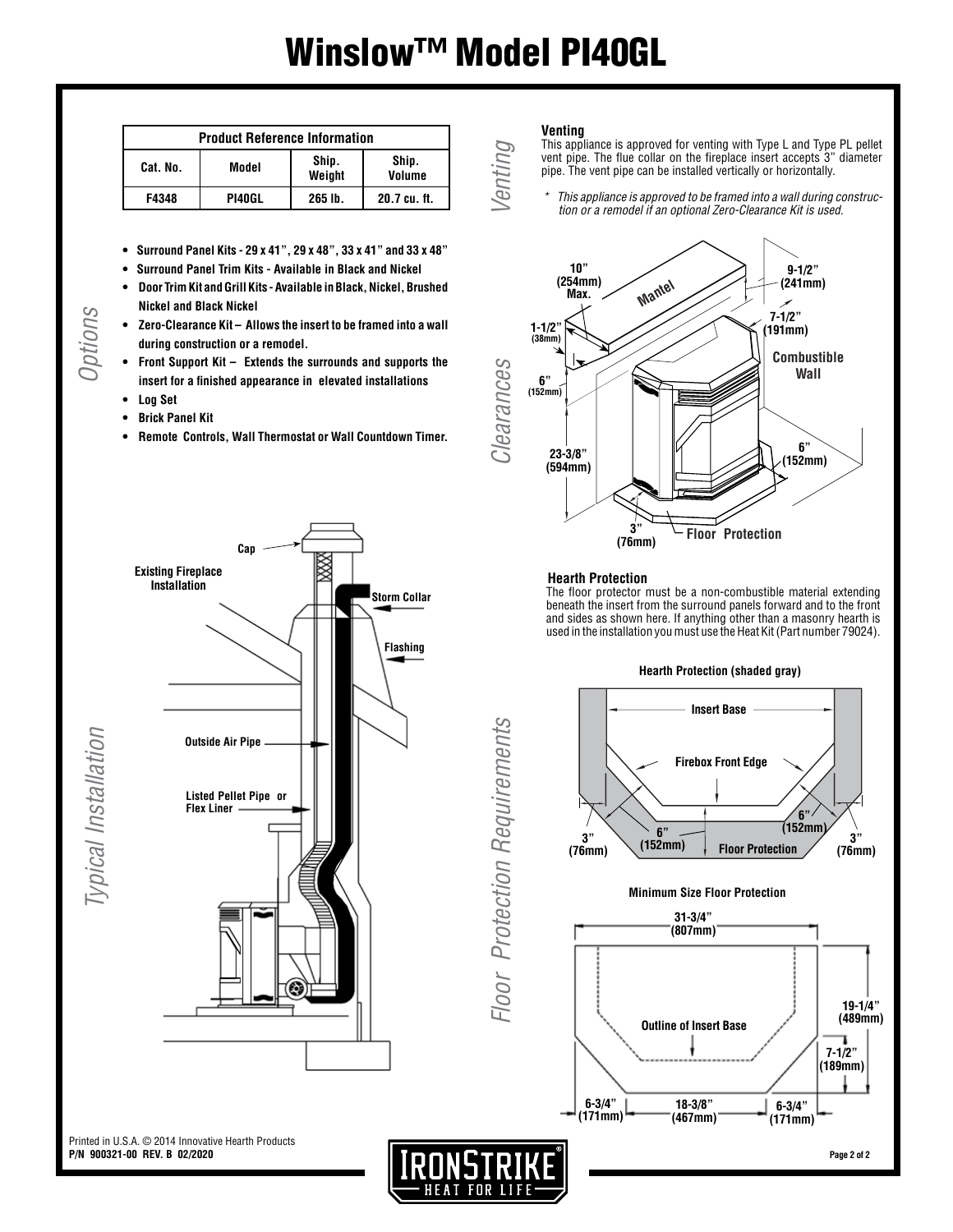# Winslow™ Model PI40GL

## Options

| Product Reference Information | | | |
|---|---|---|---|
| Cat. No. | Model | Ship. Weight | Ship. Volume |
| F4348 | PI40GL | 265 lb. | 20.7 cu. ft. |

- **Surround Panel Kits - 29 x 41", 29 x 48", 33 x 41" and 33 x 48"**
- **Surround Panel Trim Kits - Available in Black and Nickel**
- **Door Trim Kit and Grill Kits - Available in Black, Nickel, Brushed Nickel and Black Nickel**
- **Zero-Clearance Kit – Allows the insert to be framed into a wall during construction or a remodel.**
- **Front Support Kit – Extends the surrounds and supports the insert for a finished appearance in elevated installations**
- **Log Set**
- **Brick Panel Kit**
- **Remote Controls, Wall Thermostat or Wall Countdown Timer.**

## Typical Installation

Cap

Existing Fireplace Installation

Storm Collar

Flashing

Outside Air Pipe

Listed Pellet Pipe or Flex Liner

## Venting

**Venting**

This appliance is approved for venting with Type L and Type PL pellet vent pipe. The flue collar on the fireplace insert accepts 3" diameter pipe. The vent pipe can be installed vertically or horizontally.

*\* This appliance is approved to be framed into a wall during construction or a remodel if an optional Zero-Clearance Kit is used.*

## Clearances

10" (254mm) Max.

Mantel

9-1/2" (241mm)

1-1/2" (38mm)

7-1/2" (191mm)

Combustible Wall

6" (152mm)

23-3/8" (594mm)

6" (152mm)

3" (76mm)

Floor Protection

## Floor Protection Requirements

**Hearth Protection**

The floor protector must be a non-combustible material extending beneath the insert from the surround panels forward and to the front and sides as shown here. If anything other than a masonry hearth is used in the installation you must use the Heat Kit (Part number 79024).

**Hearth Protection (shaded gray)**

Insert Base

Firebox Front Edge

6" (152mm)

6" (152mm)

3" (76mm)

3" (76mm)

Floor Protection

**Minimum Size Floor Protection**

31-3/4" (807mm)

19-1/4" (489mm)

Outline of Insert Base

7-1/2" (189mm)

6-3/4" (171mm)

18-3/8" (467mm)

6-3/4" (171mm)

Printed in U.S.A. © 2014 Innovative Hearth Products
**P/N 900321-00 REV. B 02/2020**

IRONSTRIKE® HEAT FOR LIFE